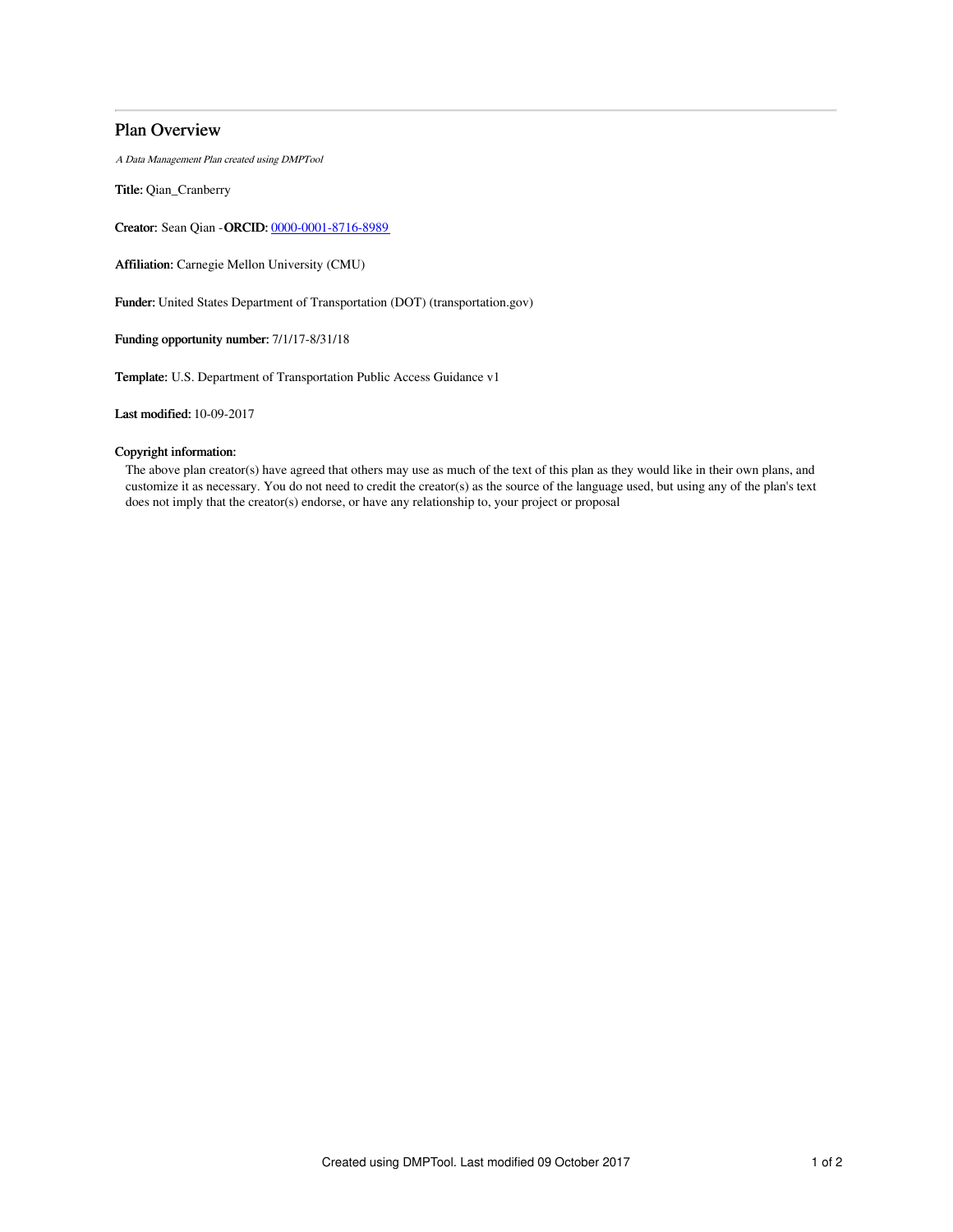# Plan Overview

*A Data Management Plan created using DMPTool*

**Title:** Qian_Cranberry

**Creator:** Sean Qian -**ORCID:** 0000-0001-8716-8989

**Affiliation:** Carnegie Mellon University (CMU)

**Funder:** United States Department of Transportation (DOT) (transportation.gov)

**Funding opportunity number:** 7/1/17-8/31/18

**Template:** U.S. Department of Transportation Public Access Guidance v1

**Last modified:** 10-09-2017

**Copyright information:**

The above plan creator(s) have agreed that others may use as much of the text of this plan as they would like in their own plans, and customize it as necessary. You do not need to credit the creator(s) as the source of the language used, but using any of the plan's text does not imply that the creator(s) endorse, or have any relationship to, your project or proposal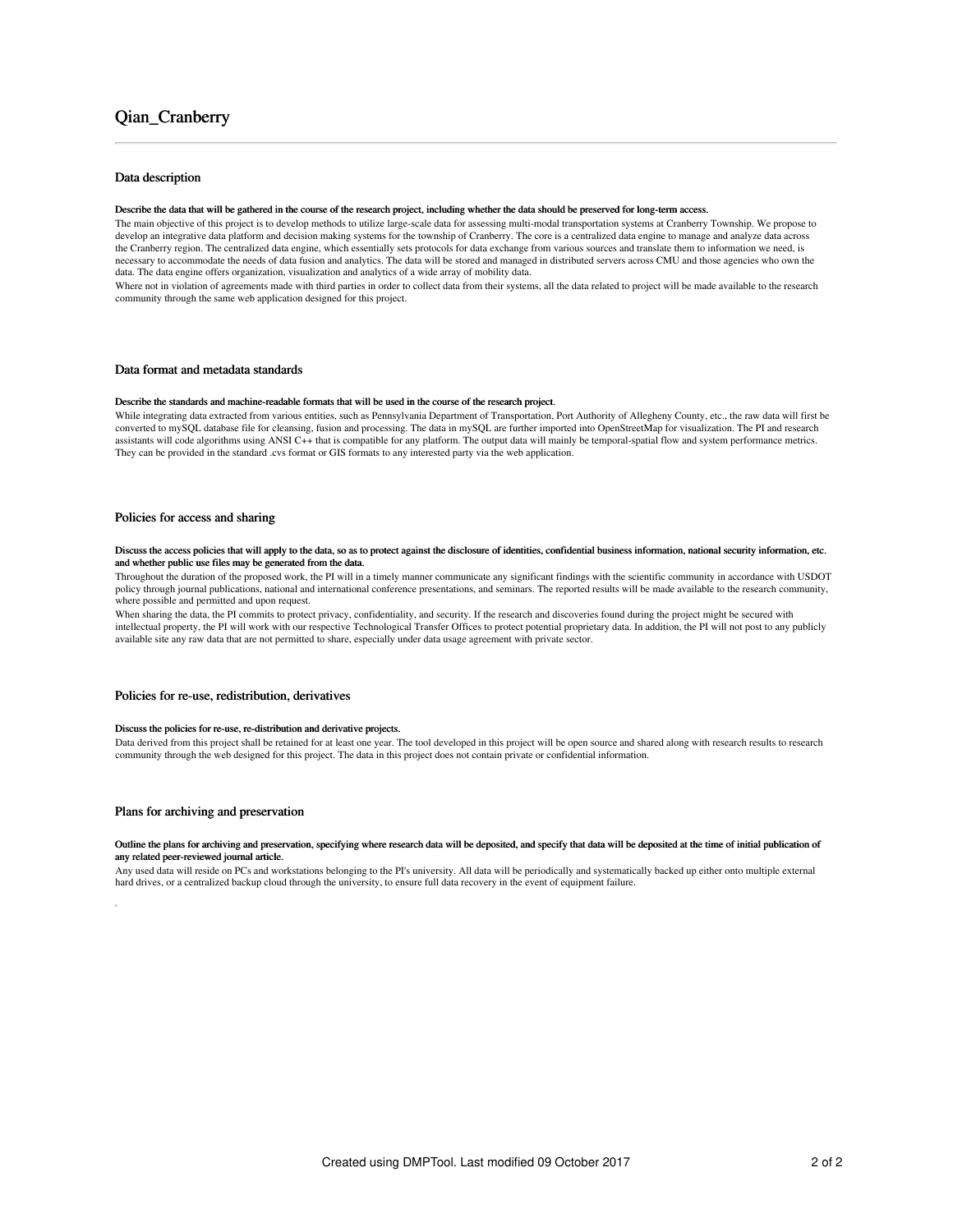# Qian_Cranberry

## Data description

**Describe the data that will be gathered in the course of the research project, including whether the data should be preserved for long-term access.**

The main objective of this project is to develop methods to utilize large-scale data for assessing multi-modal transportation systems at Cranberry Township. We propose to develop an integrative data platform and decision making systems for the township of Cranberry. The core is a centralized data engine to manage and analyze data across the Cranberry region. The centralized data engine, which essentially sets protocols for data exchange from various sources and translate them to information we need, is necessary to accommodate the needs of data fusion and analytics. The data will be stored and managed in distributed servers across CMU and those agencies who own the data. The data engine offers organization, visualization and analytics of a wide array of mobility data.

Where not in violation of agreements made with third parties in order to collect data from their systems, all the data related to project will be made available to the research community through the same web application designed for this project.

## Data format and metadata standards

**Describe the standards and machine-readable formats that will be used in the course of the research project.**

While integrating data extracted from various entities, such as Pennsylvania Department of Transportation, Port Authority of Allegheny County, etc., the raw data will first be converted to mySQL database file for cleansing, fusion and processing. The data in mySQL are further imported into OpenStreetMap for visualization. The PI and research assistants will code algorithms using ANSI C++ that is compatible for any platform. The output data will mainly be temporal-spatial flow and system performance metrics. They can be provided in the standard .cvs format or GIS formats to any interested party via the web application.

## Policies for access and sharing

**Discuss the access policies that will apply to the data, so as to protect against the disclosure of identities, confidential business information, national security information, etc. and whether public use files may be generated from the data.**

Throughout the duration of the proposed work, the PI will in a timely manner communicate any significant findings with the scientific community in accordance with USDOT policy through journal publications, national and international conference presentations, and seminars. The reported results will be made available to the research community, where possible and permitted and upon request.

When sharing the data, the PI commits to protect privacy, confidentiality, and security. If the research and discoveries found during the project might be secured with intellectual property, the PI will work with our respective Technological Transfer Offices to protect potential proprietary data. In addition, the PI will not post to any publicly available site any raw data that are not permitted to share, especially under data usage agreement with private sector.

## Policies for re-use, redistribution, derivatives

**Discuss the policies for re-use, re-distribution and derivative projects.**

Data derived from this project shall be retained for at least one year. The tool developed in this project will be open source and shared along with research results to research community through the web designed for this project. The data in this project does not contain private or confidential information.

## Plans for archiving and preservation

**Outline the plans for archiving and preservation, specifying where research data will be deposited, and specify that data will be deposited at the time of initial publication of any related peer-reviewed journal article.**

Any used data will reside on PCs and workstations belonging to the PI's university. All data will be periodically and systematically backed up either onto multiple external hard drives, or a centralized backup cloud through the university, to ensure full data recovery in the event of equipment failure.

Created using DMPTool. Last modified 09 October 2017